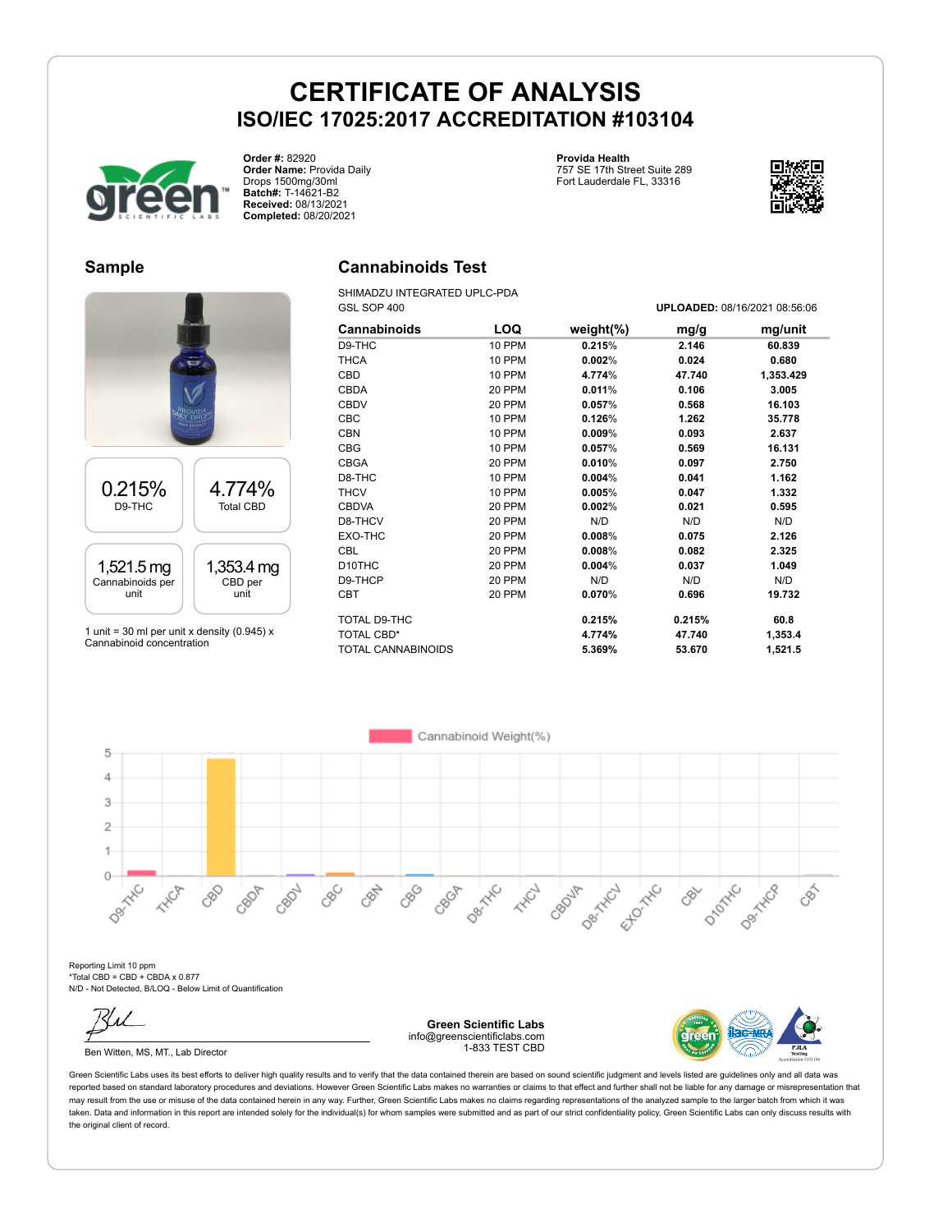# CERTIFICATE OF ANALYSIS
## ISO/IEC 17025:2017 ACCREDITATION #103104

**Order #:** 82920
**Order Name:** Provida Daily Drops 1500mg/30ml
**Batch#:** T-14621-B2
**Received:** 08/13/2021
**Completed:** 08/20/2021

**Provida Health**
757 SE 17th Street Suite 289
Fort Lauderdale FL, 33316

## Sample

| 0.215% | 4.774% |
|---|---|
| D9-THC | Total CBD |

| 1,521.5 mg | 1,353.4 mg |
|---|---|
| Cannabinoids per unit | CBD per unit |

1 unit = 30 ml per unit x density (0.945) x Cannabinoid concentration

## Cannabinoids Test

SHIMADZU INTEGRATED UPLC-PDA
GSL SOP 400

**UPLOADED:** 08/16/2021 08:56:06

| Cannabinoids | LOQ | weight(%) | mg/g | mg/unit |
|---|---|---|---|---|
| D9-THC | 10 PPM | 0.215% | 2.146 | 60.839 |
| THCA | 10 PPM | 0.002% | 0.024 | 0.680 |
| CBD | 10 PPM | 4.774% | 47.740 | 1,353.429 |
| CBDA | 20 PPM | 0.011% | 0.106 | 3.005 |
| CBDV | 20 PPM | 0.057% | 0.568 | 16.103 |
| CBC | 10 PPM | 0.126% | 1.262 | 35.778 |
| CBN | 10 PPM | 0.009% | 0.093 | 2.637 |
| CBG | 10 PPM | 0.057% | 0.569 | 16.131 |
| CBGA | 20 PPM | 0.010% | 0.097 | 2.750 |
| D8-THC | 10 PPM | 0.004% | 0.041 | 1.162 |
| THCV | 10 PPM | 0.005% | 0.047 | 1.332 |
| CBDVA | 20 PPM | 0.002% | 0.021 | 0.595 |
| D8-THCV | 20 PPM | N/D | N/D | N/D |
| EXO-THC | 20 PPM | 0.008% | 0.075 | 2.126 |
| CBL | 20 PPM | 0.008% | 0.082 | 2.325 |
| D10THC | 20 PPM | 0.004% | 0.037 | 1.049 |
| D9-THCP | 20 PPM | N/D | N/D | N/D |
| CBT | 20 PPM | 0.070% | 0.696 | 19.732 |
| TOTAL D9-THC | | 0.215% | 0.215% | 60.8 |
| TOTAL CBD* | | 4.774% | 47.740 | 1,353.4 |
| TOTAL CANNABINOIDS | | 5.369% | 53.670 | 1,521.5 |

Reporting Limit 10 ppm
*Total CBD = CBD + CBDA x 0.877
N/D - Not Detected, B/LOQ - Below Limit of Quantification

Ben Witten, MS, MT., Lab Director

**Green Scientific Labs**
info@greenscientificlabs.com
1-833 TEST CBD

Green Scientific Labs uses its best efforts to deliver high quality results and to verify that the data contained therein are based on sound scientific judgment and levels listed are guidelines only and all data was reported based on standard laboratory procedures and deviations. However Green Scientific Labs makes no warranties or claims to that effect and further shall not be liable for any damage or misrepresentation that may result from the use or misuse of the data contained herein in any way. Further, Green Scientific Labs makes no claims regarding representations of the analyzed sample to the larger batch from which it was taken. Data and information in this report are intended solely for the individual(s) for whom samples were submitted and as part of our strict confidentiality policy, Green Scientific Labs can only discuss results with the original client of record.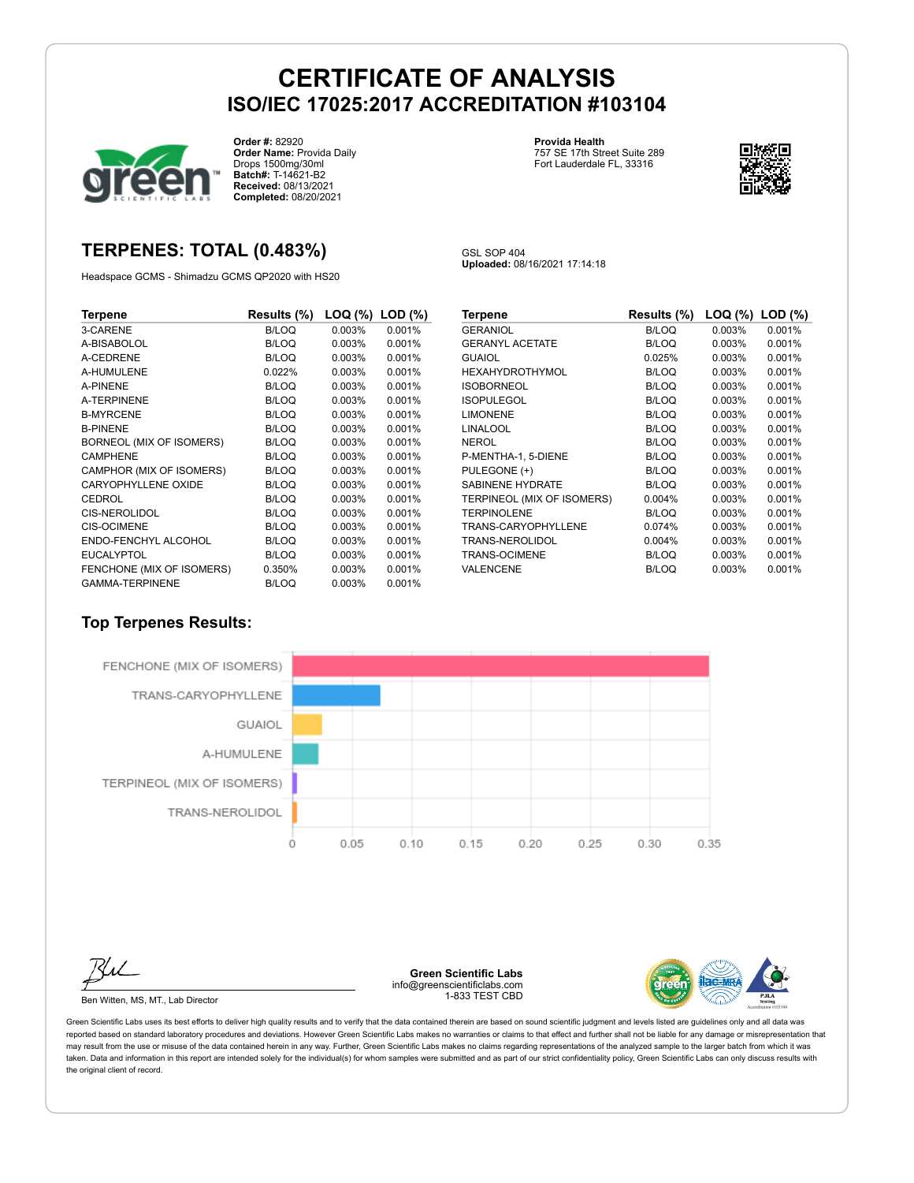# CERTIFICATE OF ANALYSIS
## ISO/IEC 17025:2017 ACCREDITATION #103104

**Order #:** 82920
**Order Name:** Provida Daily Drops 1500mg/30ml
**Batch#:** T-14621-B2
**Received:** 08/13/2021
**Completed:** 08/20/2021

**Provida Health**
757 SE 17th Street Suite 289
Fort Lauderdale FL, 33316

## TERPENES: TOTAL (0.483%)

Headspace GCMS - Shimadzu GCMS QP2020 with HS20

GSL SOP 404
**Uploaded:** 08/16/2021 17:14:18

| Terpene | Results (%) | LOQ (%) | LOD (%) |
|---|---|---|---|
| 3-CARENE | B/LOQ | 0.003% | 0.001% |
| A-BISABOLOL | B/LOQ | 0.003% | 0.001% |
| A-CEDRENE | B/LOQ | 0.003% | 0.001% |
| A-HUMULENE | 0.022% | 0.003% | 0.001% |
| A-PINENE | B/LOQ | 0.003% | 0.001% |
| A-TERPINENE | B/LOQ | 0.003% | 0.001% |
| B-MYRCENE | B/LOQ | 0.003% | 0.001% |
| B-PINENE | B/LOQ | 0.003% | 0.001% |
| BORNEOL (MIX OF ISOMERS) | B/LOQ | 0.003% | 0.001% |
| CAMPHENE | B/LOQ | 0.003% | 0.001% |
| CAMPHOR (MIX OF ISOMERS) | B/LOQ | 0.003% | 0.001% |
| CARYOPHYLLENE OXIDE | B/LOQ | 0.003% | 0.001% |
| CEDROL | B/LOQ | 0.003% | 0.001% |
| CIS-NEROLIDOL | B/LOQ | 0.003% | 0.001% |
| CIS-OCIMENE | B/LOQ | 0.003% | 0.001% |
| ENDO-FENCHYL ALCOHOL | B/LOQ | 0.003% | 0.001% |
| EUCALYPTOL | B/LOQ | 0.003% | 0.001% |
| FENCHONE (MIX OF ISOMERS) | 0.350% | 0.003% | 0.001% |
| GAMMA-TERPINENE | B/LOQ | 0.003% | 0.001% |
| GERANIOL | B/LOQ | 0.003% | 0.001% |
| GERANYL ACETATE | B/LOQ | 0.003% | 0.001% |
| GUAIOL | 0.025% | 0.003% | 0.001% |
| HEXAHYDROTHYMOL | B/LOQ | 0.003% | 0.001% |
| ISOBORNEOL | B/LOQ | 0.003% | 0.001% |
| ISOPULEGOL | B/LOQ | 0.003% | 0.001% |
| LIMONENE | B/LOQ | 0.003% | 0.001% |
| LINALOOL | B/LOQ | 0.003% | 0.001% |
| NEROL | B/LOQ | 0.003% | 0.001% |
| P-MENTHA-1, 5-DIENE | B/LOQ | 0.003% | 0.001% |
| PULEGONE (+) | B/LOQ | 0.003% | 0.001% |
| SABINENE HYDRATE | B/LOQ | 0.003% | 0.001% |
| TERPINEOL (MIX OF ISOMERS) | 0.004% | 0.003% | 0.001% |
| TERPINOLENE | B/LOQ | 0.003% | 0.001% |
| TRANS-CARYOPHYLLENE | 0.074% | 0.003% | 0.001% |
| TRANS-NEROLIDOL | 0.004% | 0.003% | 0.001% |
| TRANS-OCIMENE | B/LOQ | 0.003% | 0.001% |
| VALENCENE | B/LOQ | 0.003% | 0.001% |

### Top Terpenes Results:

| Terpene | Result (%) |
|---|---|
| FENCHONE (MIX OF ISOMERS) | 0.350 |
| TRANS-CARYOPHYLLENE | 0.074 |
| GUAIOL | 0.025 |
| A-HUMULENE | 0.022 |
| TERPINEOL (MIX OF ISOMERS) | 0.004 |
| TRANS-NEROLIDOL | 0.004 |

Ben Witten, MS, MT., Lab Director

**Green Scientific Labs**
info@greenscientificlabs.com
1-833 TEST CBD

Green Scientific Labs uses its best efforts to deliver high quality results and to verify that the data contained therein are based on sound scientific judgment and levels listed are guidelines only and all data was reported based on standard laboratory procedures and deviations. However Green Scientific Labs makes no warranties or claims to that effect and further shall not be liable for any damage or misrepresentation that may result from the use or misuse of the data contained herein in any way. Further, Green Scientific Labs makes no claims regarding representations of the analyzed sample to the larger batch from which it was taken. Data and information in this report are intended solely for the individual(s) for whom samples were submitted and as part of our strict confidentiality policy, Green Scientific Labs can only discuss results with the original client of record.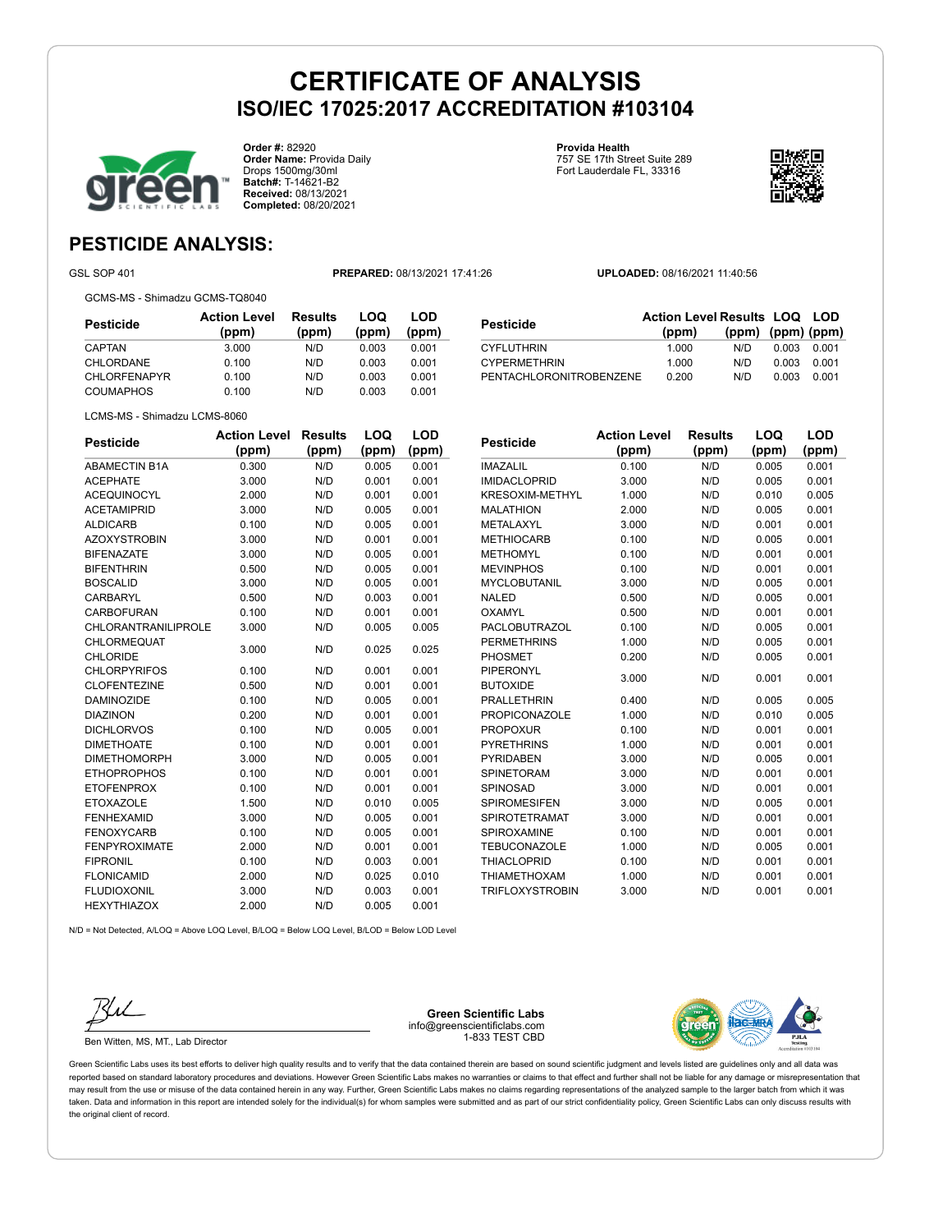# CERTIFICATE OF ANALYSIS
## ISO/IEC 17025:2017 ACCREDITATION #103104

**Order #:** 82920
**Order Name:** Provida Daily Drops 1500mg/30ml
**Batch#:** T-14621-B2
**Received:** 08/13/2021
**Completed:** 08/20/2021

**Provida Health**
757 SE 17th Street Suite 289
Fort Lauderdale FL, 33316

## PESTICIDE ANALYSIS:

GSL SOP 401 **PREPARED:** 08/13/2021 17:41:26 **UPLOADED:** 08/16/2021 11:40:56

GCMS-MS - Shimadzu GCMS-TQ8040

| Pesticide | Action Level (ppm) | Results (ppm) | LOQ (ppm) | LOD (ppm) |
|---|---|---|---|---|
| CAPTAN | 3.000 | N/D | 0.003 | 0.001 |
| CHLORDANE | 0.100 | N/D | 0.003 | 0.001 |
| CHLORFENAPYR | 0.100 | N/D | 0.003 | 0.001 |
| COUMAPHOS | 0.100 | N/D | 0.003 | 0.001 |
| CYFLUTHRIN | 1.000 | N/D | 0.003 | 0.001 |
| CYPERMETHRIN | 1.000 | N/D | 0.003 | 0.001 |
| PENTACHLORONITROBENZENE | 0.200 | N/D | 0.003 | 0.001 |

LCMS-MS - Shimadzu LCMS-8060

| Pesticide | Action Level (ppm) | Results (ppm) | LOQ (ppm) | LOD (ppm) |
|---|---|---|---|---|
| ABAMECTIN B1A | 0.300 | N/D | 0.005 | 0.001 |
| ACEPHATE | 3.000 | N/D | 0.001 | 0.001 |
| ACEQUINOCYL | 2.000 | N/D | 0.001 | 0.001 |
| ACETAMIPRID | 3.000 | N/D | 0.005 | 0.001 |
| ALDICARB | 0.100 | N/D | 0.005 | 0.001 |
| AZOXYSTROBIN | 3.000 | N/D | 0.001 | 0.001 |
| BIFENAZATE | 3.000 | N/D | 0.005 | 0.001 |
| BIFENTHRIN | 0.500 | N/D | 0.005 | 0.001 |
| BOSCALID | 3.000 | N/D | 0.005 | 0.001 |
| CARBARYL | 0.500 | N/D | 0.003 | 0.001 |
| CARBOFURAN | 0.100 | N/D | 0.001 | 0.001 |
| CHLORANTRANILIPROLE | 3.000 | N/D | 0.005 | 0.005 |
| CHLORMEQUAT CHLORIDE | 3.000 | N/D | 0.025 | 0.025 |
| CHLORPYRIFOS | 0.100 | N/D | 0.001 | 0.001 |
| CLOFENTEZINE | 0.500 | N/D | 0.001 | 0.001 |
| DAMINOZIDE | 0.100 | N/D | 0.005 | 0.001 |
| DIAZINON | 0.200 | N/D | 0.001 | 0.001 |
| DICHLORVOS | 0.100 | N/D | 0.005 | 0.001 |
| DIMETHOATE | 0.100 | N/D | 0.001 | 0.001 |
| DIMETHOMORPH | 3.000 | N/D | 0.005 | 0.001 |
| ETHOPROPHOS | 0.100 | N/D | 0.001 | 0.001 |
| ETOFENPROX | 0.100 | N/D | 0.001 | 0.001 |
| ETOXAZOLE | 1.500 | N/D | 0.010 | 0.005 |
| FENHEXAMID | 3.000 | N/D | 0.005 | 0.001 |
| FENOXYCARB | 0.100 | N/D | 0.005 | 0.001 |
| FENPYROXIMATE | 2.000 | N/D | 0.001 | 0.001 |
| FIPRONIL | 0.100 | N/D | 0.003 | 0.001 |
| FLONICAMID | 2.000 | N/D | 0.025 | 0.010 |
| FLUDIOXONIL | 3.000 | N/D | 0.003 | 0.001 |
| HEXYTHIAZOX | 2.000 | N/D | 0.005 | 0.001 |
| IMAZALIL | 0.100 | N/D | 0.005 | 0.001 |
| IMIDACLOPRID | 3.000 | N/D | 0.005 | 0.001 |
| KRESOXIM-METHYL | 1.000 | N/D | 0.010 | 0.005 |
| MALATHION | 2.000 | N/D | 0.005 | 0.001 |
| METALAXYL | 3.000 | N/D | 0.001 | 0.001 |
| METHIOCARB | 0.100 | N/D | 0.005 | 0.001 |
| METHOMYL | 0.100 | N/D | 0.001 | 0.001 |
| MEVINPHOS | 0.100 | N/D | 0.001 | 0.001 |
| MYCLOBUTANIL | 3.000 | N/D | 0.005 | 0.001 |
| NALED | 0.500 | N/D | 0.005 | 0.001 |
| OXAMYL | 0.500 | N/D | 0.001 | 0.001 |
| PACLOBUTRAZOL | 0.100 | N/D | 0.005 | 0.001 |
| PERMETHRINS | 1.000 | N/D | 0.005 | 0.001 |
| PHOSMET | 0.200 | N/D | 0.005 | 0.001 |
| PIPERONYL BUTOXIDE | 3.000 | N/D | 0.001 | 0.001 |
| PRALLETHRIN | 0.400 | N/D | 0.005 | 0.005 |
| PROPICONAZOLE | 1.000 | N/D | 0.010 | 0.005 |
| PROPOXUR | 0.100 | N/D | 0.001 | 0.001 |
| PYRETHRINS | 1.000 | N/D | 0.001 | 0.001 |
| PYRIDABEN | 3.000 | N/D | 0.005 | 0.001 |
| SPINETORAM | 3.000 | N/D | 0.001 | 0.001 |
| SPINOSAD | 3.000 | N/D | 0.001 | 0.001 |
| SPIROMESIFEN | 3.000 | N/D | 0.005 | 0.001 |
| SPIROTETRAMAT | 3.000 | N/D | 0.001 | 0.001 |
| SPIROXAMINE | 0.100 | N/D | 0.001 | 0.001 |
| TEBUCONAZOLE | 1.000 | N/D | 0.005 | 0.001 |
| THIACLOPRID | 0.100 | N/D | 0.001 | 0.001 |
| THIAMETHOXAM | 1.000 | N/D | 0.001 | 0.001 |
| TRIFLOXYSTROBIN | 3.000 | N/D | 0.001 | 0.001 |

N/D = Not Detected, A/LOQ = Above LOQ Level, B/LOQ = Below LOQ Level, B/LOD = Below LOD Level

Ben Witten, MS, MT., Lab Director

**Green Scientific Labs**
info@greenscientificlabs.com
1-833 TEST CBD

Green Scientific Labs uses its best efforts to deliver high quality results and to verify that the data contained therein are based on sound scientific judgment and levels listed are guidelines only and all data was reported based on standard laboratory procedures and deviations. However Green Scientific Labs makes no warranties or claims to that effect and further shall not be liable for any damage or misrepresentation that may result from the use or misuse of the data contained herein in any way. Further, Green Scientific Labs makes no claims regarding representations of the analyzed sample to the larger batch from which it was taken. Data and information in this report are intended solely for the individual(s) for whom samples were submitted and as part of our strict confidentiality policy, Green Scientific Labs can only discuss results with the original client of record.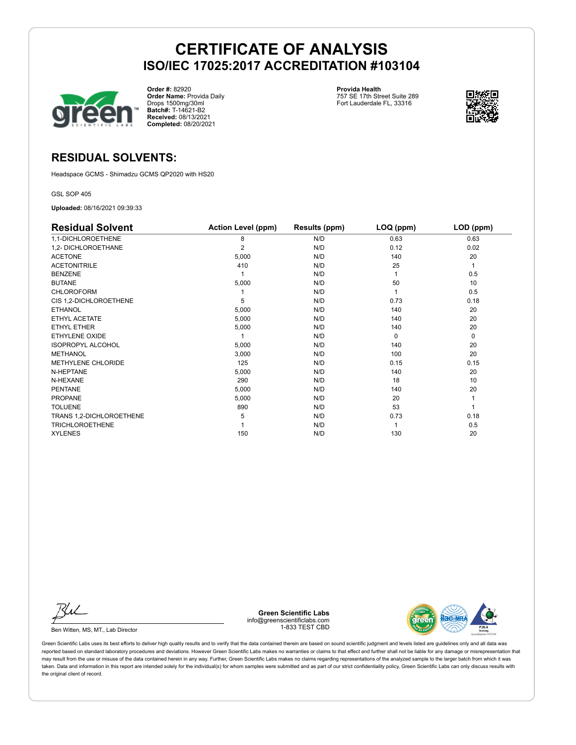# CERTIFICATE OF ANALYSIS
## ISO/IEC 17025:2017 ACCREDITATION #103104

**Order #:** 82920
**Order Name:** Provida Daily Drops 1500mg/30ml
**Batch#:** T-14621-B2
**Received:** 08/13/2021
**Completed:** 08/20/2021

**Provida Health**
757 SE 17th Street Suite 289
Fort Lauderdale FL, 33316

## RESIDUAL SOLVENTS:

Headspace GCMS - Shimadzu GCMS QP2020 with HS20

GSL SOP 405

**Uploaded:** 08/16/2021 09:39:33

| Residual Solvent | Action Level (ppm) | Results (ppm) | LOQ (ppm) | LOD (ppm) |
|---|---|---|---|---|
| 1,1-DICHLOROETHENE | 8 | N/D | 0.63 | 0.63 |
| 1,2- DICHLOROETHANE | 2 | N/D | 0.12 | 0.02 |
| ACETONE | 5,000 | N/D | 140 | 20 |
| ACETONITRILE | 410 | N/D | 25 | 1 |
| BENZENE | 1 | N/D | 1 | 0.5 |
| BUTANE | 5,000 | N/D | 50 | 10 |
| CHLOROFORM | 1 | N/D | 1 | 0.5 |
| CIS 1,2-DICHLOROETHENE | 5 | N/D | 0.73 | 0.18 |
| ETHANOL | 5,000 | N/D | 140 | 20 |
| ETHYL ACETATE | 5,000 | N/D | 140 | 20 |
| ETHYL ETHER | 5,000 | N/D | 140 | 20 |
| ETHYLENE OXIDE | 1 | N/D | 0 | 0 |
| ISOPROPYL ALCOHOL | 5,000 | N/D | 140 | 20 |
| METHANOL | 3,000 | N/D | 100 | 20 |
| METHYLENE CHLORIDE | 125 | N/D | 0.15 | 0.15 |
| N-HEPTANE | 5,000 | N/D | 140 | 20 |
| N-HEXANE | 290 | N/D | 18 | 10 |
| PENTANE | 5,000 | N/D | 140 | 20 |
| PROPANE | 5,000 | N/D | 20 | 1 |
| TOLUENE | 890 | N/D | 53 | 1 |
| TRANS 1,2-DICHLOROETHENE | 5 | N/D | 0.73 | 0.18 |
| TRICHLOROETHENE | 1 | N/D | 1 | 0.5 |
| XYLENES | 150 | N/D | 130 | 20 |

Ben Witten, MS, MT., Lab Director

**Green Scientific Labs**
info@greenscientificlabs.com
1-833 TEST CBD

Green Scientific Labs uses its best efforts to deliver high quality results and to verify that the data contained therein are based on sound scientific judgment and levels listed are guidelines only and all data was reported based on standard laboratory procedures and deviations. However Green Scientific Labs makes no warranties or claims to that effect and further shall not be liable for any damage or misrepresentation that may result from the use or misuse of the data contained herein in any way. Further, Green Scientific Labs makes no claims regarding representations of the analyzed sample to the larger batch from which it was taken. Data and information in this report are intended solely for the individual(s) for whom samples were submitted and as part of our strict confidentiality policy, Green Scientific Labs can only discuss results with the original client of record.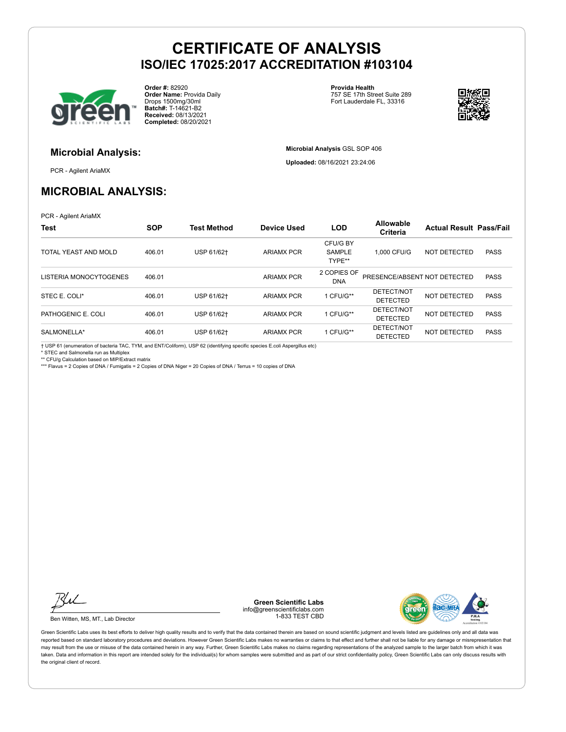# CERTIFICATE OF ANALYSIS
## ISO/IEC 17025:2017 ACCREDITATION #103104

**Order #:** 82920
**Order Name:** Provida Daily Drops 1500mg/30ml
**Batch#:** T-14621-B2
**Received:** 08/13/2021
**Completed:** 08/20/2021

**Provida Health**
757 SE 17th Street Suite 289
Fort Lauderdale FL, 33316

### Microbial Analysis:

PCR - Agilent AriaMX

**Microbial Analysis** GSL SOP 406

**Uploaded:** 08/16/2021 23:24:06

## MICROBIAL ANALYSIS:

PCR - Agilent AriaMX

| Test | SOP | Test Method | Device Used | LOD | Allowable Criteria | Actual Result | Pass/Fail |
|---|---|---|---|---|---|---|---|
| TOTAL YEAST AND MOLD | 406.01 | USP 61/62† | ARIAMX PCR | CFU/G BY SAMPLE TYPE** | 1,000 CFU/G | NOT DETECTED | PASS |
| LISTERIA MONOCYTOGENES | 406.01 | | ARIAMX PCR | 2 COPIES OF DNA | PRESENCE/ABSENT | NOT DETECTED | PASS |
| STEC E. COLI* | 406.01 | USP 61/62† | ARIAMX PCR | 1 CFU/G** | DETECT/NOT DETECTED | NOT DETECTED | PASS |
| PATHOGENIC E. COLI | 406.01 | USP 61/62† | ARIAMX PCR | 1 CFU/G** | DETECT/NOT DETECTED | NOT DETECTED | PASS |
| SALMONELLA* | 406.01 | USP 61/62† | ARIAMX PCR | 1 CFU/G** | DETECT/NOT DETECTED | NOT DETECTED | PASS |

† USP 61 (enumeration of bacteria TAC, TYM, and ENT/Coliform), USP 62 (identifying specific species E.coli Aspergillus etc)
* STEC and Salmonella run as Multiplex
** CFU/g Calculation based on MIP/Extract matrix
*** Flavus = 2 Copies of DNA / Fumigatis = 2 Copies of DNA Niger = 20 Copies of DNA / Terrus = 10 copies of DNA

Ben Witten, MS, MT., Lab Director

**Green Scientific Labs**
info@greenscientificlabs.com
1-833 TEST CBD

Green Scientific Labs uses its best efforts to deliver high quality results and to verify that the data contained therein are based on sound scientific judgment and levels listed are guidelines only and all data was reported based on standard laboratory procedures and deviations. However Green Scientific Labs makes no warranties or claims to that effect and further shall not be liable for any damage or misrepresentation that may result from the use or misuse of the data contained herein in any way. Further, Green Scientific Labs makes no claims regarding representations of the analyzed sample to the larger batch from which it was taken. Data and information in this report are intended solely for the individual(s) for whom samples were submitted and as part of our strict confidentiality policy, Green Scientific Labs can only discuss results with the original client of record.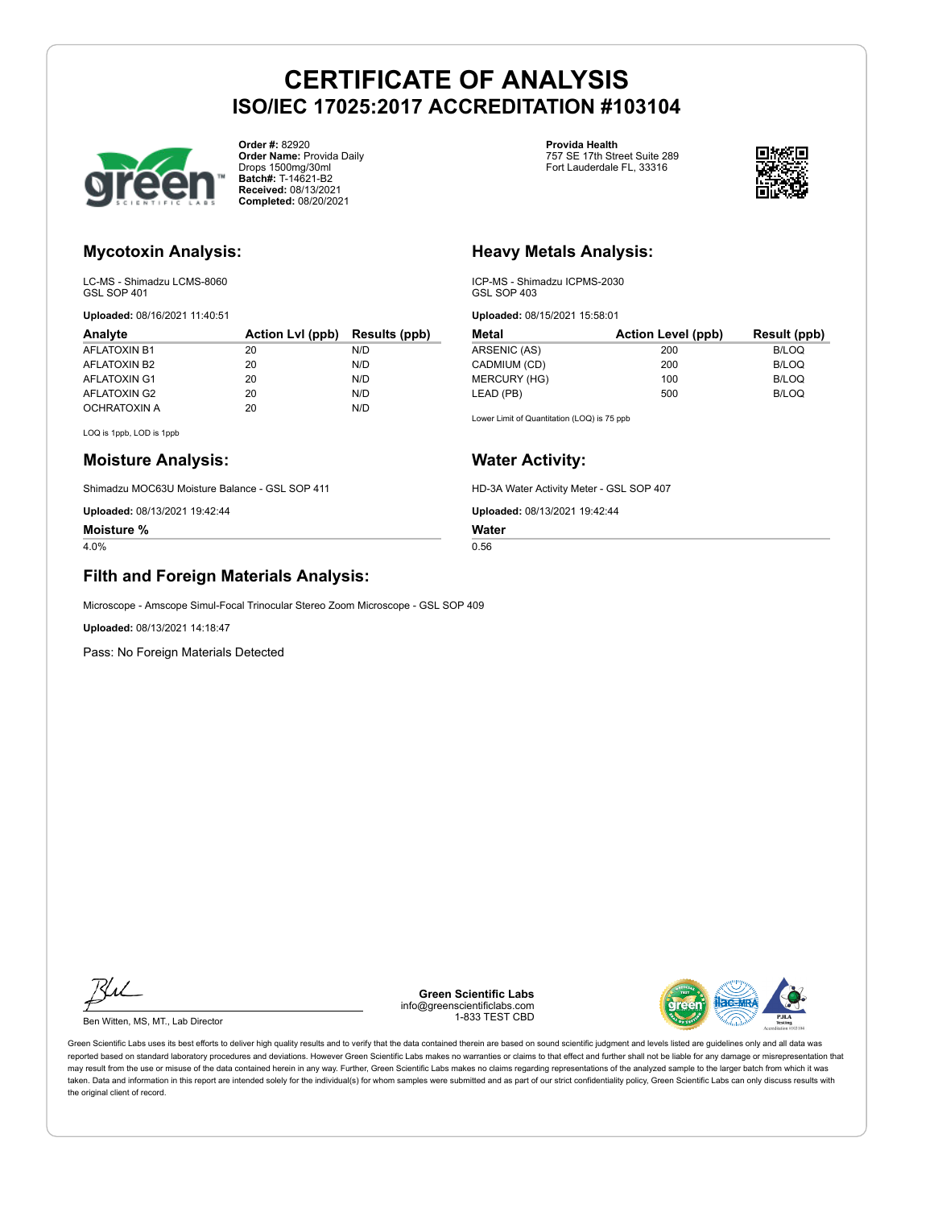# CERTIFICATE OF ANALYSIS
## ISO/IEC 17025:2017 ACCREDITATION #103104

**Order #:** 82920
**Order Name:** Provida Daily Drops 1500mg/30ml
**Batch#:** T-14621-B2
**Received:** 08/13/2021
**Completed:** 08/20/2021

**Provida Health**
757 SE 17th Street Suite 289
Fort Lauderdale FL, 33316

## Mycotoxin Analysis:

LC-MS - Shimadzu LCMS-8060
GSL SOP 401

**Uploaded:** 08/16/2021 11:40:51

| Analyte | Action Lvl (ppb) | Results (ppb) |
|---|---|---|
| AFLATOXIN B1 | 20 | N/D |
| AFLATOXIN B2 | 20 | N/D |
| AFLATOXIN G1 | 20 | N/D |
| AFLATOXIN G2 | 20 | N/D |
| OCHRATOXIN A | 20 | N/D |

LOQ is 1ppb, LOD is 1ppb

## Heavy Metals Analysis:

ICP-MS - Shimadzu ICPMS-2030
GSL SOP 403

**Uploaded:** 08/15/2021 15:58:01

| Metal | Action Level (ppb) | Result (ppb) |
|---|---|---|
| ARSENIC (AS) | 200 | B/LOQ |
| CADMIUM (CD) | 200 | B/LOQ |
| MERCURY (HG) | 100 | B/LOQ |
| LEAD (PB) | 500 | B/LOQ |

Lower Limit of Quantitation (LOQ) is 75 ppb

## Moisture Analysis:

Shimadzu MOC63U Moisture Balance - GSL SOP 411

**Uploaded:** 08/13/2021 19:42:44

| Moisture % |
|---|
| 4.0% |

## Water Activity:

HD-3A Water Activity Meter - GSL SOP 407

**Uploaded:** 08/13/2021 19:42:44

| Water |
|---|
| 0.56 |

## Filth and Foreign Materials Analysis:

Microscope - Amscope Simul-Focal Trinocular Stereo Zoom Microscope - GSL SOP 409

**Uploaded:** 08/13/2021 14:18:47

Pass: No Foreign Materials Detected

Ben Witten, MS, MT., Lab Director

**Green Scientific Labs**
info@greenscientificlabs.com
1-833 TEST CBD

Green Scientific Labs uses its best efforts to deliver high quality results and to verify that the data contained therein are based on sound scientific judgment and levels listed are guidelines only and all data was reported based on standard laboratory procedures and deviations. However Green Scientific Labs makes no warranties or claims to that effect and further shall not be liable for any damage or misrepresentation that may result from the use or misuse of the data contained herein in any way. Further, Green Scientific Labs makes no claims regarding representations of the analyzed sample to the larger batch from which it was taken. Data and information in this report are intended solely for the individual(s) for whom samples were submitted and as part of our strict confidentiality policy, Green Scientific Labs can only discuss results with the original client of record.